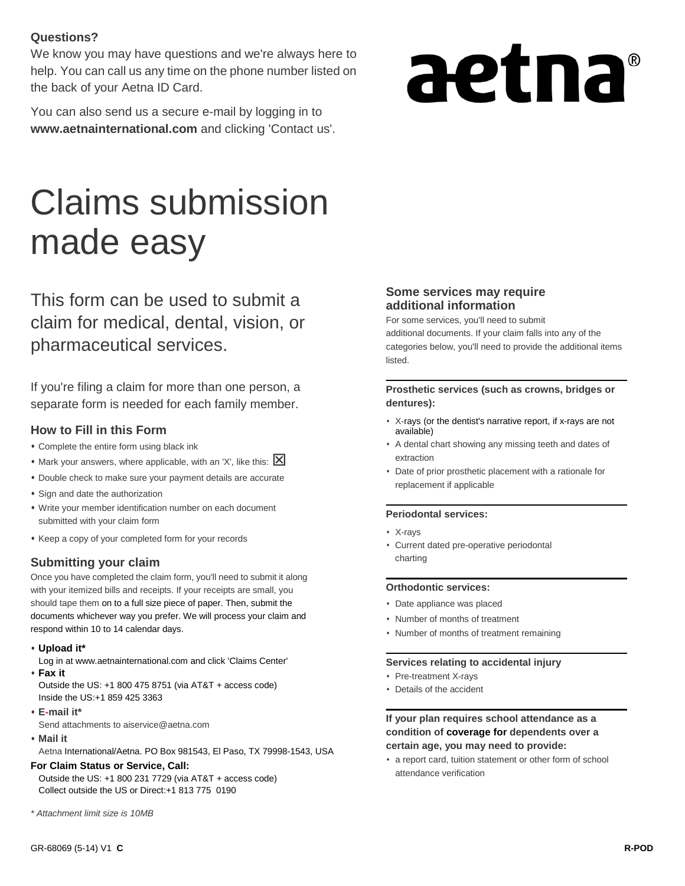**Questions?**

We know you may have questions and we're always here to help. You can call us any time on the phone number listed on the back of your Aetna ID Card.

You can also send us a secure e-mail by logging in to **www.aetnainternational.com** and clicking 'Contact us'.

aetna®

# Claims submission made easy

## This form can be used to submit a claim for medical, dental, vision, or pharmaceutical services.

If you're filing a claim for more than one person, a separate form is needed for each family member.

### How to Fill in this Form

- Complete the entire form using black ink
- Mark your answers, where applicable, with an 'X', like this: ☒
- Double check to make sure your payment details are accurate
- Sign and date the authorization
- Write your member identification number on each document submitted with your claim form
- Keep a copy of your completed form for your records

### Submitting your claim

Once you have completed the claim form, you'll need to submit it along with your itemized bills and receipts. If your receipts are small, you should tape them on to a full size piece of paper. Then, submit the documents whichever way you prefer. We will process your claim and respond within 10 to 14 calendar days.

- **Upload it***
  Log in at www.aetnainternational.com and click 'Claims Center'
- **Fax it**
  Outside the US: +1 800 475 8751 (via AT&T + access code)
  Inside the US:+1 859 425 3363
- **E-mail it***
  Send attachments to aiservice@aetna.com
- **Mail it**
  Aetna International/Aetna. PO Box 981543, El Paso, TX 79998-1543, USA

**For Claim Status or Service, Call:**
Outside the US: +1 800 231 7729 (via AT&T + access code)
Collect outside the US or Direct:+1 813 775 0190

*\* Attachment limit size is 10MB*

### Some services may require additional information

For some services, you'll need to submit additional documents. If your claim falls into any of the categories below, you'll need to provide the additional items listed.

**Prosthetic services (such as crowns, bridges or dentures):**

- X-rays (or the dentist's narrative report, if x-rays are not available)
- A dental chart showing any missing teeth and dates of extraction
- Date of prior prosthetic placement with a rationale for replacement if applicable

**Periodontal services:**

- X-rays
- Current dated pre-operative periodontal charting

**Orthodontic services:**

- Date appliance was placed
- Number of months of treatment
- Number of months of treatment remaining

**Services relating to accidental injury**

- Pre-treatment X-rays
- Details of the accident

**If your plan requires school attendance as a condition of coverage for dependents over a certain age, you may need to provide:**

- a report card, tuition statement or other form of school attendance verification

GR-68069 (5-14) V1 **C** **R-POD**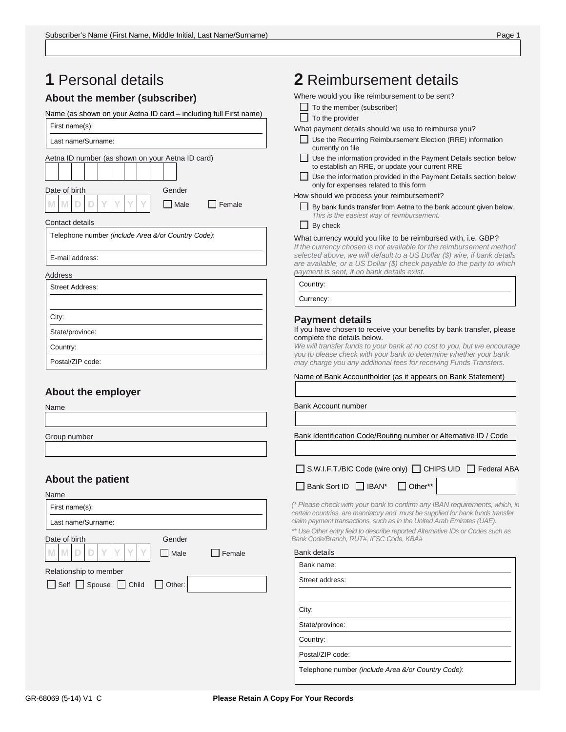Subscriber's Name (First Name, Middle Initial, Last Name/Surname)

# 1 Personal details

## About the member (subscriber)

Name (as shown on your Aetna ID card – including full First name)

First name(s):

Last name/Surname:

Aetna ID number (as shown on your Aetna ID card)

Date of birth

M M D D Y Y Y Y

Gender

☐ Male ☐ Female

Contact details

Telephone number *(include Area &/or Country Code)*:

E-mail address:

Address

Street Address:

City:

State/province:

Country:

Postal/ZIP code:

## About the employer

Name

Group number

## About the patient

Name

First name(s):

Last name/Surname:

Date of birth

M M D D Y Y Y Y

Gender

☐ Male ☐ Female

Relationship to member

☐ Self ☐ Spouse ☐ Child ☐ Other:

# 2 Reimbursement details

Where would you like reimbursement to be sent?

☐ To the member (subscriber)

☐ To the provider

What payment details should we use to reimburse you?

☐ Use the Recurring Reimbursement Election (RRE) information currently on file

☐ Use the information provided in the Payment Details section below to establish an RRE, or update your current RRE

☐ Use the information provided in the Payment Details section below only for expenses related to this form

How should we process your reimbursement?

☐ By bank funds transfer from Aetna to the bank account given below. *This is the easiest way of reimbursement.*

☐ By check

What currency would you like to be reimbursed with, i.e. GBP?

*If the currency chosen is not available for the reimbursement method selected above, we will default to a US Dollar ($) wire, if bank details are available, or a US Dollar ($) check payable to the party to which payment is sent, if no bank details exist.*

Country:

Currency:

## Payment details

If you have chosen to receive your benefits by bank transfer, please complete the details below.

*We will transfer funds to your bank at no cost to you, but we encourage you to please check with your bank to determine whether your bank may charge you any additional fees for receiving Funds Transfers.*

Name of Bank Accountholder (as it appears on Bank Statement)

Bank Account number

Bank Identification Code/Routing number or Alternative ID / Code

☐ S.W.I.F.T./BIC Code (wire only) ☐ CHIPS UID ☐ Federal ABA

☐ Bank Sort ID ☐ IBAN* ☐ Other**

*(* Please check with your bank to confirm any IBAN requirements, which, in certain countries, are mandatory and must be supplied for bank funds transfer claim payment transactions, such as in the United Arab Emirates (UAE).*

*** Use Other entry field to describe reported Alternative IDs or Codes such as Bank Code/Branch, RUT#, IFSC Code, KBA#*

Bank details

Bank name:

Street address:

City:

State/province:

Country:

Postal/ZIP code:

Telephone number *(include Area &/or Country Code)*:

GR-68069 (5-14) V1 C

**Please Retain A Copy For Your Records**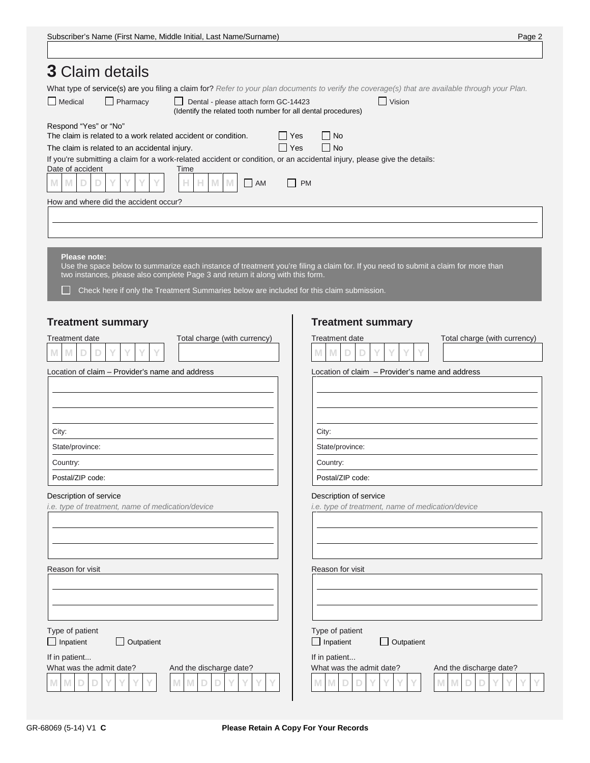Subscriber's Name (First Name, Middle Initial, Last Name/Surname)

# 3 Claim details

What type of service(s) are you filing a claim for? *Refer to your plan documents to verify the coverage(s) that are available through your Plan.*

☐ Medical ☐ Pharmacy ☐ Dental - please attach form GC-14423 (Identify the related tooth number for all dental procedures) ☐ Vision

Respond "Yes" or "No"

The claim is related to a work related accident or condition. ☐ Yes ☐ No

The claim is related to an accidental injury. ☐ Yes ☐ No

If you're submitting a claim for a work-related accident or condition, or an accidental injury, please give the details:

Date of accident: M M D D Y Y Y Y

Time: H H M M ☐ AM ☐ PM

How and where did the accident occur?

**Please note:**
Use the space below to summarize each instance of treatment you're filing a claim for. If you need to submit a claim for more than two instances, please also complete Page 3 and return it along with this form.

☐ Check here if only the Treatment Summaries below are included for this claim submission.

## Treatment summary

Treatment date: M M D D Y Y Y Y

Total charge (with currency)

Location of claim – Provider's name and address

City:

State/province:

Country:

Postal/ZIP code:

Description of service
*i.e. type of treatment, name of medication/device*

Reason for visit

Type of patient
☐ Inpatient ☐ Outpatient

If in patient...

What was the admit date? M M D D Y Y Y Y

And the discharge date? M M D D Y Y Y Y

## Treatment summary

Treatment date: M M D D Y Y Y Y

Total charge (with currency)

Location of claim – Provider's name and address

City:

State/province:

Country:

Postal/ZIP code:

Description of service
*i.e. type of treatment, name of medication/device*

Reason for visit

Type of patient
☐ Inpatient ☐ Outpatient

If in patient...

What was the admit date? M M D D Y Y Y Y

And the discharge date? M M D D Y Y Y Y

GR-68069 (5-14) V1 **C**

**Please Retain A Copy For Your Records**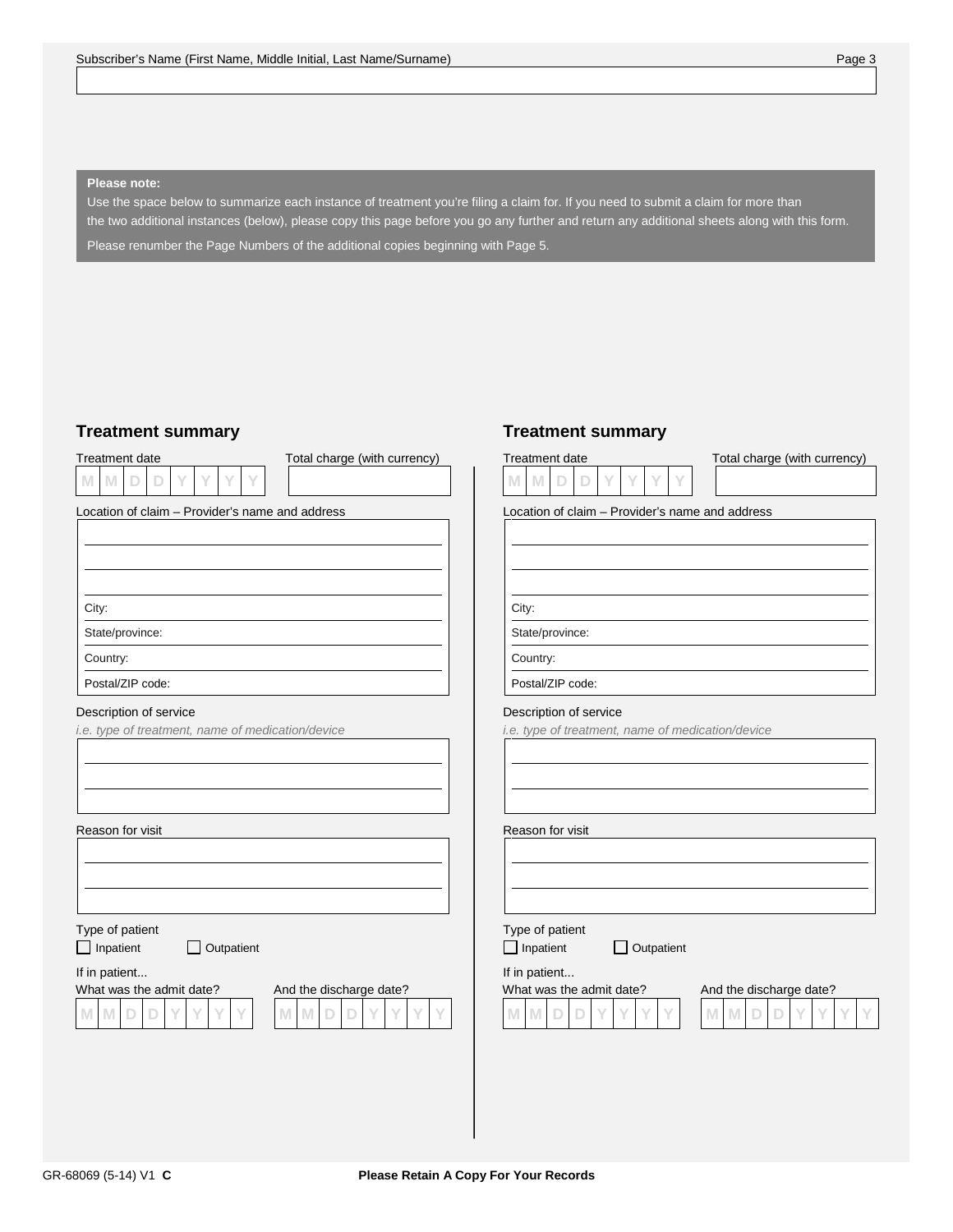Subscriber's Name (First Name, Middle Initial, Last Name/Surname)

**Please note:**

Use the space below to summarize each instance of treatment you're filing a claim for. If you need to submit a claim for more than the two additional instances (below), please copy this page before you go any further and return any additional sheets along with this form.

Please renumber the Page Numbers of the additional copies beginning with Page 5.

## Treatment summary

Treatment date

M M D D Y Y Y Y

Total charge (with currency)

Location of claim – Provider's name and address

City:

State/province:

Country:

Postal/ZIP code:

Description of service

*i.e. type of treatment, name of medication/device*

Reason for visit

Type of patient

☐ Inpatient ☐ Outpatient

If in patient...

What was the admit date?

M M D D Y Y Y Y

And the discharge date?

M M D D Y Y Y Y

## Treatment summary

Treatment date

M M D D Y Y Y Y

Total charge (with currency)

Location of claim – Provider's name and address

City:

State/province:

Country:

Postal/ZIP code:

Description of service

*i.e. type of treatment, name of medication/device*

Reason for visit

Type of patient

☐ Inpatient ☐ Outpatient

If in patient...

What was the admit date?

M M D D Y Y Y Y

And the discharge date?

M M D D Y Y Y Y

GR-68069 (5-14) V1 **C**

**Please Retain A Copy For Your Records**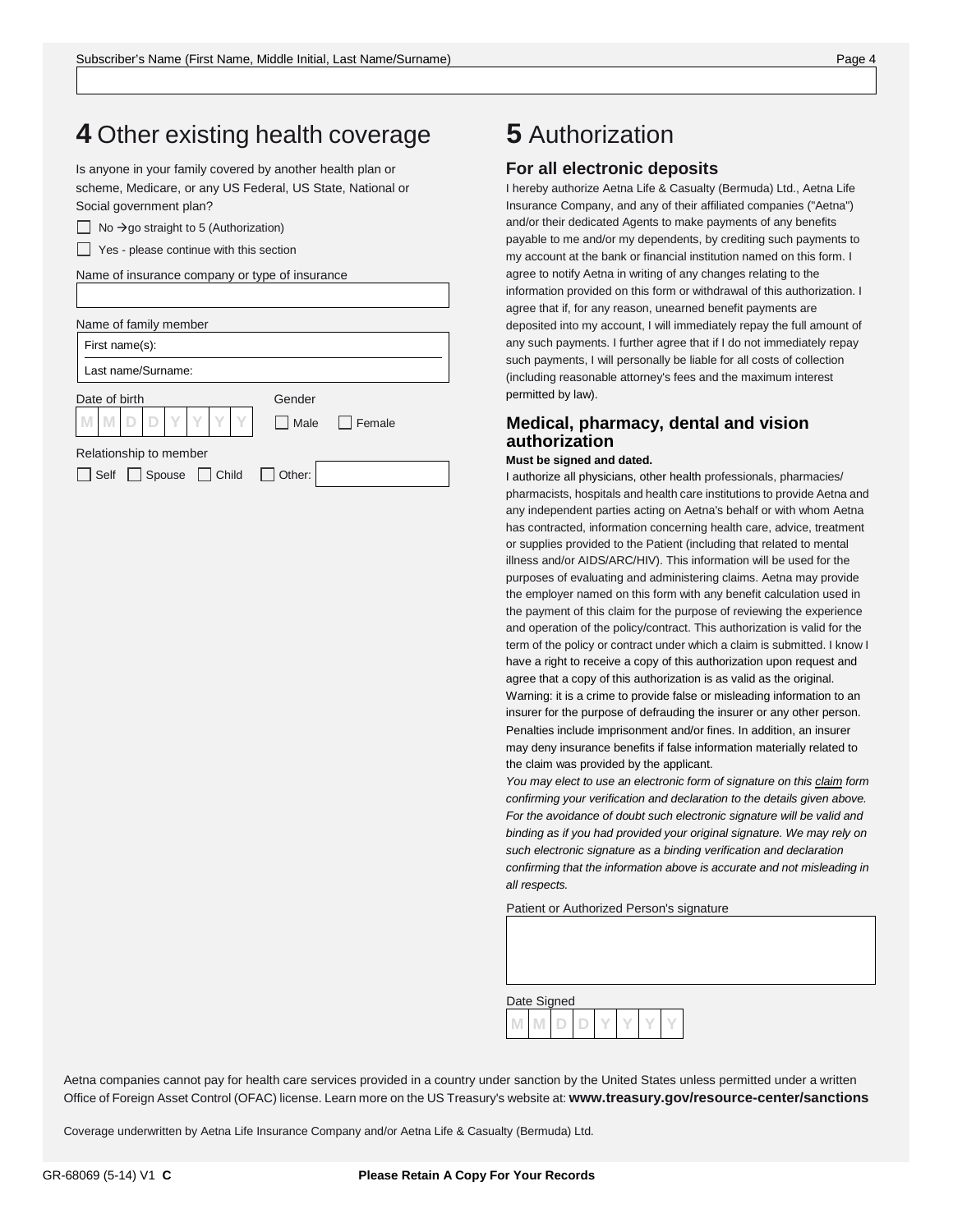Subscriber's Name (First Name, Middle Initial, Last Name/Surname)

# 4 Other existing health coverage

Is anyone in your family covered by another health plan or scheme, Medicare, or any US Federal, US State, National or Social government plan?

- ☐ No → go straight to 5 (Authorization)
- ☐ Yes - please continue with this section

Name of insurance company or type of insurance

Name of family member

First name(s):

Last name/Surname:

Date of birth M M D D Y Y Y Y

Gender ☐ Male ☐ Female

Relationship to member

☐ Self ☐ Spouse ☐ Child ☐ Other:

# 5 Authorization

## For all electronic deposits

I hereby authorize Aetna Life & Casualty (Bermuda) Ltd., Aetna Life Insurance Company, and any of their affiliated companies ("Aetna") and/or their dedicated Agents to make payments of any benefits payable to me and/or my dependents, by crediting such payments to my account at the bank or financial institution named on this form. I agree to notify Aetna in writing of any changes relating to the information provided on this form or withdrawal of this authorization. I agree that if, for any reason, unearned benefit payments are deposited into my account, I will immediately repay the full amount of any such payments. I further agree that if I do not immediately repay such payments, I will personally be liable for all costs of collection (including reasonable attorney's fees and the maximum interest permitted by law).

## Medical, pharmacy, dental and vision authorization

**Must be signed and dated.**

I authorize all physicians, other health professionals, pharmacies/ pharmacists, hospitals and health care institutions to provide Aetna and any independent parties acting on Aetna's behalf or with whom Aetna has contracted, information concerning health care, advice, treatment or supplies provided to the Patient (including that related to mental illness and/or AIDS/ARC/HIV). This information will be used for the purposes of evaluating and administering claims. Aetna may provide the employer named on this form with any benefit calculation used in the payment of this claim for the purpose of reviewing the experience and operation of the policy/contract. This authorization is valid for the term of the policy or contract under which a claim is submitted. I know I have a right to receive a copy of this authorization upon request and agree that a copy of this authorization is as valid as the original.
Warning: it is a crime to provide false or misleading information to an insurer for the purpose of defrauding the insurer or any other person. Penalties include imprisonment and/or fines. In addition, an insurer may deny insurance benefits if false information materially related to the claim was provided by the applicant.
*You may elect to use an electronic form of signature on this claim form confirming your verification and declaration to the details given above. For the avoidance of doubt such electronic signature will be valid and binding as if you had provided your original signature. We may rely on such electronic signature as a binding verification and declaration confirming that the information above is accurate and not misleading in all respects.*

Patient or Authorized Person's signature

Date Signed M M D D Y Y Y Y

Aetna companies cannot pay for health care services provided in a country under sanction by the United States unless permitted under a written Office of Foreign Asset Control (OFAC) license. Learn more on the US Treasury's website at: **www.treasury.gov/resource-center/sanctions**

Coverage underwritten by Aetna Life Insurance Company and/or Aetna Life & Casualty (Bermuda) Ltd.

GR-68069 (5-14) V1 **C** **Please Retain A Copy For Your Records**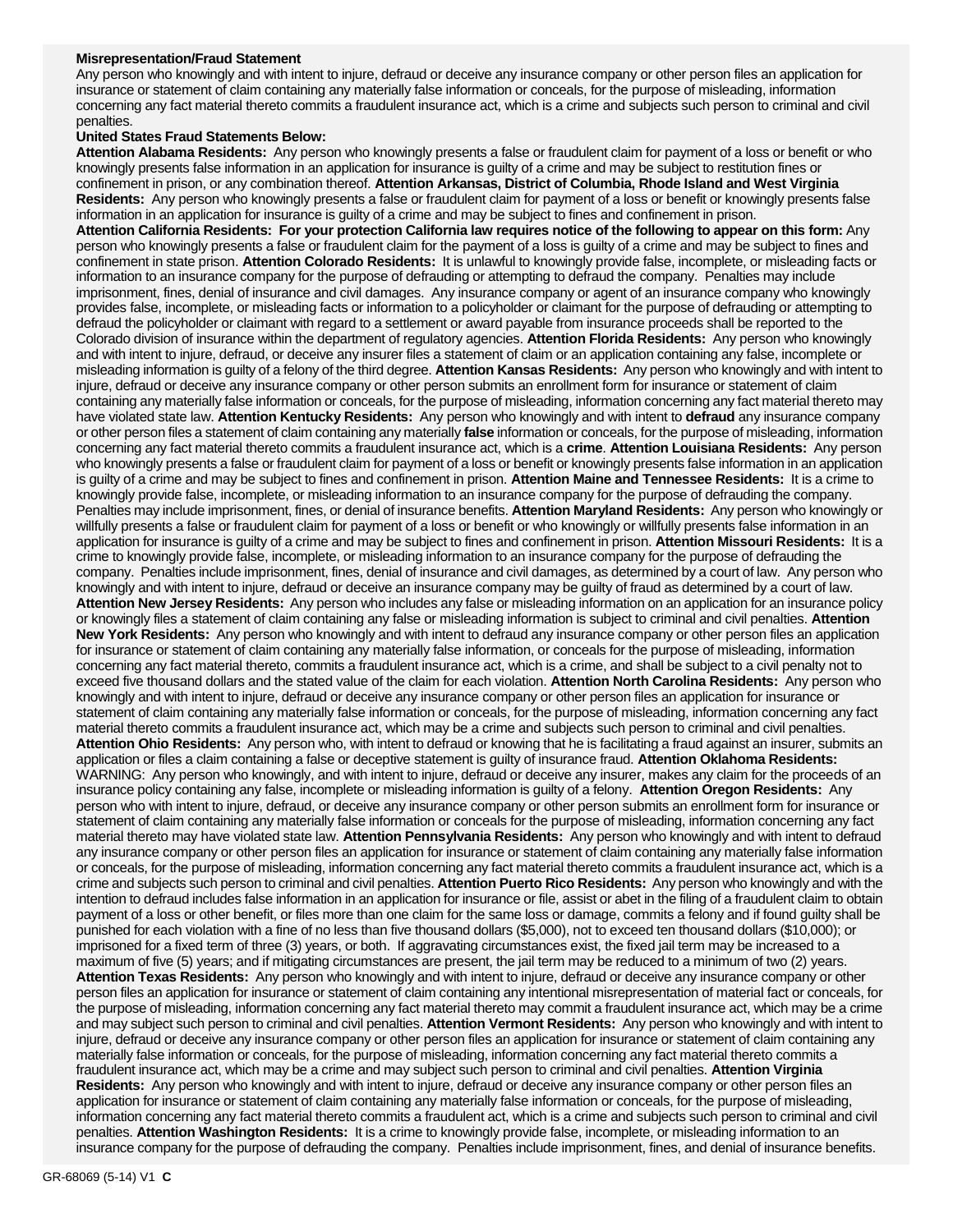**Misrepresentation/Fraud Statement**

Any person who knowingly and with intent to injure, defraud or deceive any insurance company or other person files an application for insurance or statement of claim containing any materially false information or conceals, for the purpose of misleading, information concerning any fact material thereto commits a fraudulent insurance act, which is a crime and subjects such person to criminal and civil penalties.

**United States Fraud Statements Below:**

**Attention Alabama Residents:** Any person who knowingly presents a false or fraudulent claim for payment of a loss or benefit or who knowingly presents false information in an application for insurance is guilty of a crime and may be subject to restitution fines or confinement in prison, or any combination thereof. **Attention Arkansas, District of Columbia, Rhode Island and West Virginia Residents:** Any person who knowingly presents a false or fraudulent claim for payment of a loss or benefit or knowingly presents false information in an application for insurance is guilty of a crime and may be subject to fines and confinement in prison.

**Attention California Residents: For your protection California law requires notice of the following to appear on this form:** Any person who knowingly presents a false or fraudulent claim for the payment of a loss is guilty of a crime and may be subject to fines and confinement in state prison. **Attention Colorado Residents:** It is unlawful to knowingly provide false, incomplete, or misleading facts or information to an insurance company for the purpose of defrauding or attempting to defraud the company. Penalties may include imprisonment, fines, denial of insurance and civil damages. Any insurance company or agent of an insurance company who knowingly provides false, incomplete, or misleading facts or information to a policyholder or claimant for the purpose of defrauding or attempting to defraud the policyholder or claimant with regard to a settlement or award payable from insurance proceeds shall be reported to the Colorado division of insurance within the department of regulatory agencies. **Attention Florida Residents:** Any person who knowingly and with intent to injure, defraud, or deceive any insurer files a statement of claim or an application containing any false, incomplete or misleading information is guilty of a felony of the third degree. **Attention Kansas Residents:** Any person who knowingly and with intent to injure, defraud or deceive any insurance company or other person submits an enrollment form for insurance or statement of claim containing any materially false information or conceals, for the purpose of misleading, information concerning any fact material thereto may have violated state law. **Attention Kentucky Residents:** Any person who knowingly and with intent to **defraud** any insurance company or other person files a statement of claim containing any materially **false** information or conceals, for the purpose of misleading, information concerning any fact material thereto commits a fraudulent insurance act, which is a **crime**. **Attention Louisiana Residents:** Any person who knowingly presents a false or fraudulent claim for payment of a loss or benefit or knowingly presents false information in an application is guilty of a crime and may be subject to fines and confinement in prison. **Attention Maine and Tennessee Residents:** It is a crime to knowingly provide false, incomplete, or misleading information to an insurance company for the purpose of defrauding the company. Penalties may include imprisonment, fines, or denial of insurance benefits. **Attention Maryland Residents:** Any person who knowingly or willfully presents a false or fraudulent claim for payment of a loss or benefit or who knowingly or willfully presents false information in an application for insurance is guilty of a crime and may be subject to fines and confinement in prison. **Attention Missouri Residents:** It is a crime to knowingly provide false, incomplete, or misleading information to an insurance company for the purpose of defrauding the company. Penalties include imprisonment, fines, denial of insurance and civil damages, as determined by a court of law. Any person who knowingly and with intent to injure, defraud or deceive an insurance company may be guilty of fraud as determined by a court of law.

**Attention New Jersey Residents:** Any person who includes any false or misleading information on an application for an insurance policy or knowingly files a statement of claim containing any false or misleading information is subject to criminal and civil penalties. **Attention New York Residents:** Any person who knowingly and with intent to defraud any insurance company or other person files an application for insurance or statement of claim containing any materially false information, or conceals for the purpose of misleading, information concerning any fact material thereto, commits a fraudulent insurance act, which is a crime, and shall be subject to a civil penalty not to exceed five thousand dollars and the stated value of the claim for each violation. **Attention North Carolina Residents:** Any person who knowingly and with intent to injure, defraud or deceive any insurance company or other person files an application for insurance or statement of claim containing any materially false information or conceals, for the purpose of misleading, information concerning any fact material thereto commits a fraudulent insurance act, which may be a crime and subjects such person to criminal and civil penalties.

**Attention Ohio Residents:** Any person who, with intent to defraud or knowing that he is facilitating a fraud against an insurer, submits an application or files a claim containing a false or deceptive statement is guilty of insurance fraud. **Attention Oklahoma Residents:** WARNING: Any person who knowingly, and with intent to injure, defraud or deceive any insurer, makes any claim for the proceeds of an insurance policy containing any false, incomplete or misleading information is guilty of a felony. **Attention Oregon Residents:** Any person who with intent to injure, defraud, or deceive any insurance company or other person submits an enrollment form for insurance or statement of claim containing any materially false information or conceals for the purpose of misleading, information concerning any fact material thereto may have violated state law. **Attention Pennsylvania Residents:** Any person who knowingly and with intent to defraud any insurance company or other person files an application for insurance or statement of claim containing any materially false information or conceals, for the purpose of misleading, information concerning any fact material thereto commits a fraudulent insurance act, which is a crime and subjects such person to criminal and civil penalties. **Attention Puerto Rico Residents:** Any person who knowingly and with the intention to defraud includes false information in an application for insurance or file, assist or abet in the filing of a fraudulent claim to obtain payment of a loss or other benefit, or files more than one claim for the same loss or damage, commits a felony and if found guilty shall be punished for each violation with a fine of no less than five thousand dollars ($5,000), not to exceed ten thousand dollars ($10,000); or imprisoned for a fixed term of three (3) years, or both. If aggravating circumstances exist, the fixed jail term may be increased to a maximum of five (5) years; and if mitigating circumstances are present, the jail term may be reduced to a minimum of two (2) years.

**Attention Texas Residents:** Any person who knowingly and with intent to injure, defraud or deceive any insurance company or other person files an application for insurance or statement of claim containing any intentional misrepresentation of material fact or conceals, for the purpose of misleading, information concerning any fact material thereto may commit a fraudulent insurance act, which may be a crime and may subject such person to criminal and civil penalties. **Attention Vermont Residents:** Any person who knowingly and with intent to injure, defraud or deceive any insurance company or other person files an application for insurance or statement of claim containing any materially false information or conceals, for the purpose of misleading, information concerning any fact material thereto commits a fraudulent insurance act, which may be a crime and may subject such person to criminal and civil penalties. **Attention Virginia Residents:** Any person who knowingly and with intent to injure, defraud or deceive any insurance company or other person files an application for insurance or statement of claim containing any materially false information or conceals, for the purpose of misleading, information concerning any fact material thereto commits a fraudulent act, which is a crime and subjects such person to criminal and civil penalties. **Attention Washington Residents:** It is a crime to knowingly provide false, incomplete, or misleading information to an insurance company for the purpose of defrauding the company. Penalties include imprisonment, fines, and denial of insurance benefits.

GR-68069 (5-14) V1 **C**